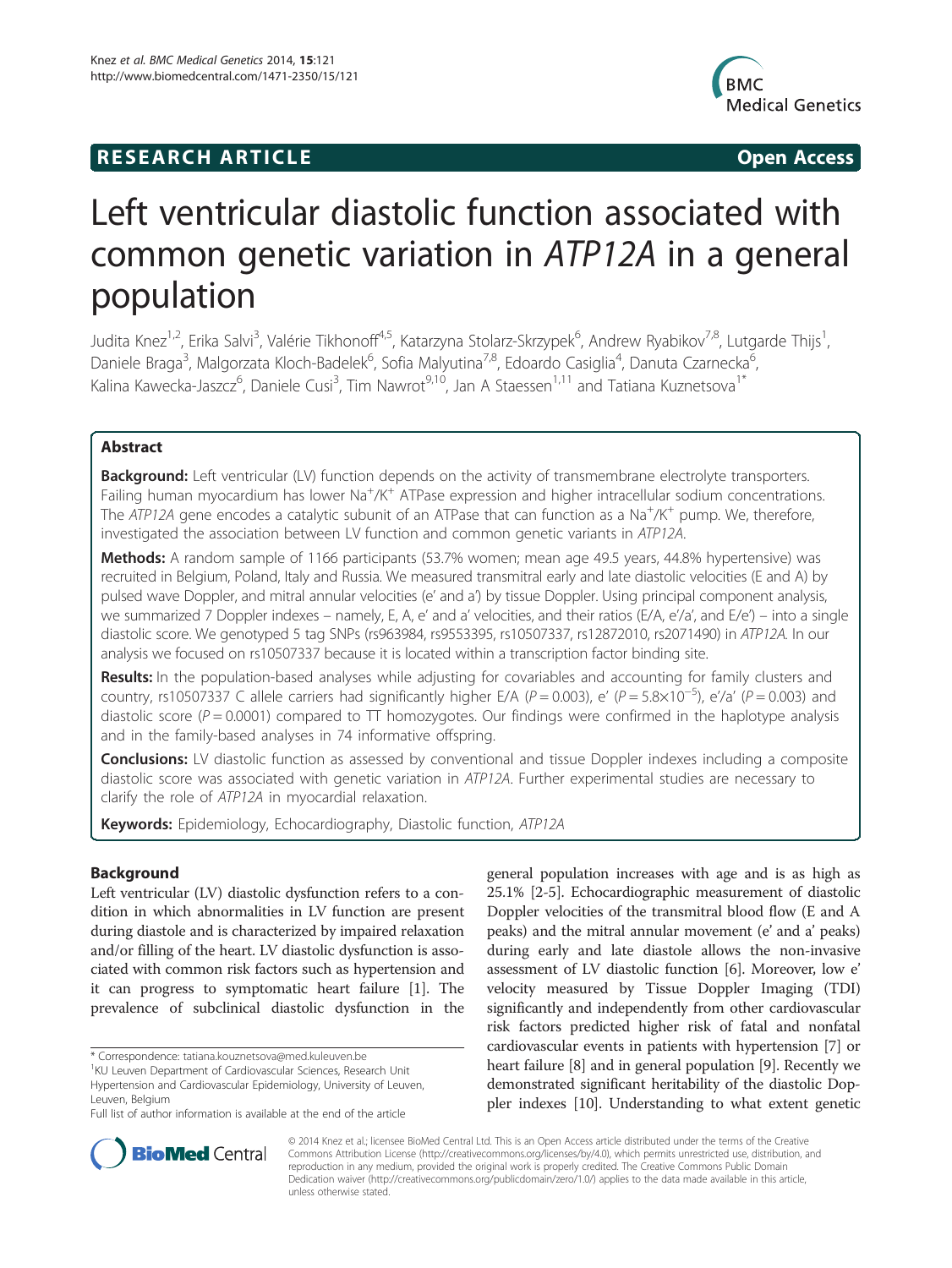**RESEARCH ARTICLE** **Open Access**

# Left ventricular diastolic function associated with common genetic variation in *ATP12A* in a general population

Judita Knez[1,2], Erika Salvi[3], Valérie Tikhonoff[4,5], Katarzyna Stolarz-Skrzypek[6], Andrew Ryabikov[7,8], Lutgarde Thijs[1], Daniele Braga[3], Malgorzata Kloch-Badelek[6], Sofia Malyutina[7,8], Edoardo Casiglia[4], Danuta Czarnecka[6], Kalina Kawecka-Jaszcz[6], Daniele Cusi[3], Tim Nawrot[9,10], Jan A Staessen[1,11] and Tatiana Kuznetsova[1*]

## Abstract

**Background:** Left ventricular (LV) function depends on the activity of transmembrane electrolyte transporters. Failing human myocardium has lower $Na^+/K^+$ ATPase expression and higher intracellular sodium concentrations. The *ATP12A* gene encodes a catalytic subunit of an ATPase that can function as a $Na^+/K^+$ pump. We, therefore, investigated the association between LV function and common genetic variants in *ATP12A*.

**Methods:** A random sample of 1166 participants (53.7% women; mean age 49.5 years, 44.8% hypertensive) was recruited in Belgium, Poland, Italy and Russia. We measured transmitral early and late diastolic velocities (E and A) by pulsed wave Doppler, and mitral annular velocities (e' and a') by tissue Doppler. Using principal component analysis, we summarized 7 Doppler indexes – namely, E, A, e' and a' velocities, and their ratios (E/A, e'/a', and E/e') – into a single diastolic score. We genotyped 5 tag SNPs (rs963984, rs9553395, rs10507337, rs12872010, rs2071490) in *ATP12A*. In our analysis we focused on rs10507337 because it is located within a transcription factor binding site.

**Results:** In the population-based analyses while adjusting for covariables and accounting for family clusters and country, rs10507337 C allele carriers had significantly higher E/A ($P = 0.003$), e' ($P = 5.8 \times 10^{-5}$), e'/a' ($P = 0.003$) and diastolic score ($P = 0.0001$) compared to TT homozygotes. Our findings were confirmed in the haplotype analysis and in the family-based analyses in 74 informative offspring.

**Conclusions:** LV diastolic function as assessed by conventional and tissue Doppler indexes including a composite diastolic score was associated with genetic variation in *ATP12A*. Further experimental studies are necessary to clarify the role of *ATP12A* in myocardial relaxation.

**Keywords:** Epidemiology, Echocardiography, Diastolic function, *ATP12A*

## Background

Left ventricular (LV) diastolic dysfunction refers to a condition in which abnormalities in LV function are present during diastole and is characterized by impaired relaxation and/or filling of the heart. LV diastolic dysfunction is associated with common risk factors such as hypertension and it can progress to symptomatic heart failure [1]. The prevalence of subclinical diastolic dysfunction in the general population increases with age and is as high as 25.1% [2-5]. Echocardiographic measurement of diastolic Doppler velocities of the transmitral blood flow (E and A peaks) and the mitral annular movement (e' and a' peaks) during early and late diastole allows the non-invasive assessment of LV diastolic function [6]. Moreover, low e' velocity measured by Tissue Doppler Imaging (TDI) significantly and independently from other cardiovascular risk factors predicted higher risk of fatal and nonfatal cardiovascular events in patients with hypertension [7] or heart failure [8] and in general population [9]. Recently we demonstrated significant heritability of the diastolic Doppler indexes [10]. Understanding to what extent genetic

\* Correspondence: tatiana.kouznetsova@med.kuleuven.be
[1]KU Leuven Department of Cardiovascular Sciences, Research Unit Hypertension and Cardiovascular Epidemiology, University of Leuven, Leuven, Belgium
Full list of author information is available at the end of the article

© 2014 Knez et al.; licensee BioMed Central Ltd. This is an Open Access article distributed under the terms of the Creative Commons Attribution License (http://creativecommons.org/licenses/by/4.0), which permits unrestricted use, distribution, and reproduction in any medium, provided the original work is properly credited. The Creative Commons Public Domain Dedication waiver (http://creativecommons.org/publicdomain/zero/1.0/) applies to the data made available in this article, unless otherwise stated.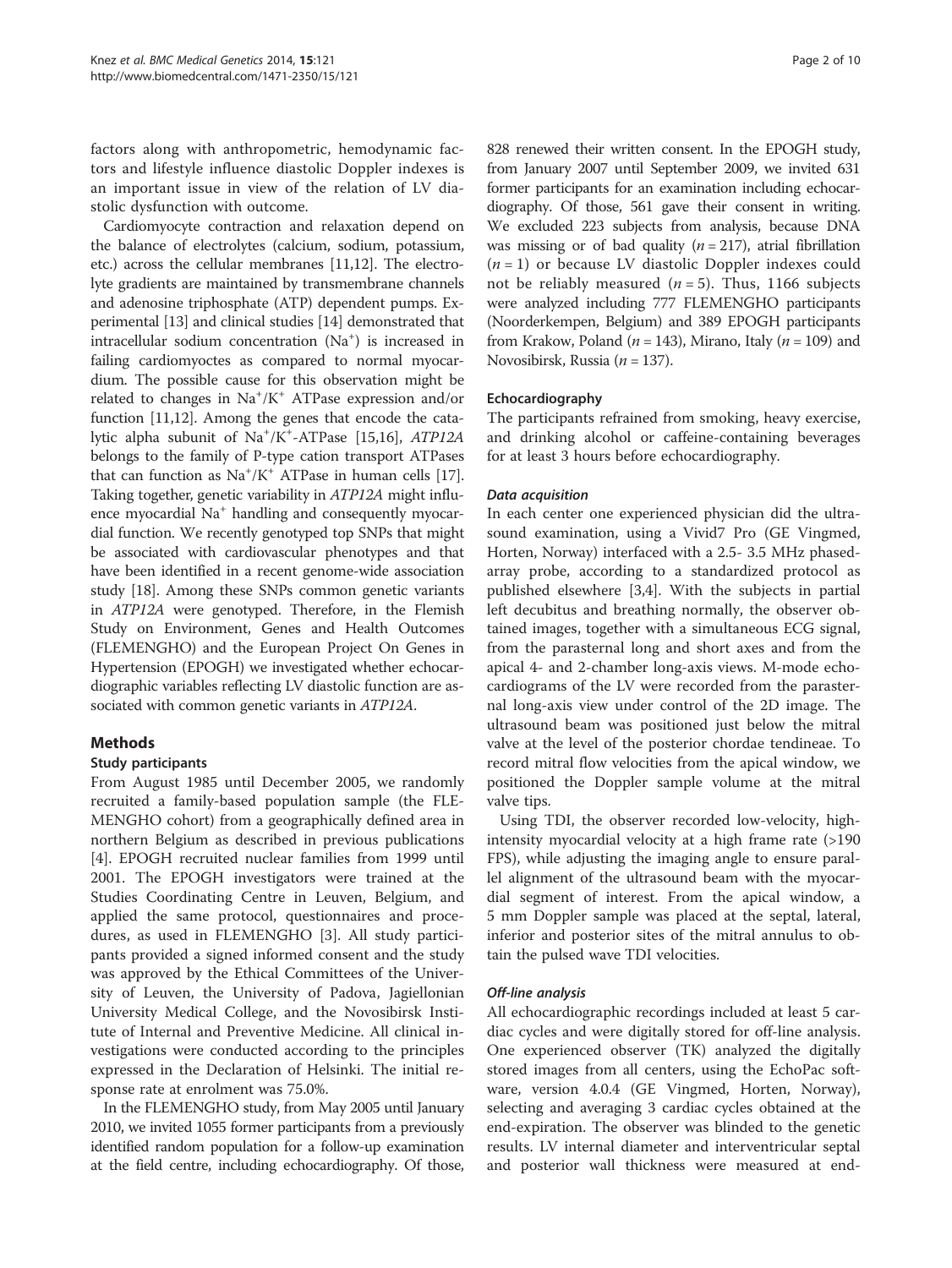factors along with anthropometric, hemodynamic factors and lifestyle influence diastolic Doppler indexes is an important issue in view of the relation of LV diastolic dysfunction with outcome.

Cardiomyocyte contraction and relaxation depend on the balance of electrolytes (calcium, sodium, potassium, etc.) across the cellular membranes [11,12]. The electrolyte gradients are maintained by transmembrane channels and adenosine triphosphate (ATP) dependent pumps. Experimental [13] and clinical studies [14] demonstrated that intracellular sodium concentration ($Na^+$) is increased in failing cardiomyocytes as compared to normal myocardium. The possible cause for this observation might be related to changes in $Na^+/K^+$ ATPase expression and/or function [11,12]. Among the genes that encode the catalytic alpha subunit of $Na^+/K^+$-ATPase [15,16], *ATP12A* belongs to the family of P-type cation transport ATPases that can function as $Na^+/K^+$ ATPase in human cells [17]. Taking together, genetic variability in *ATP12A* might influence myocardial $Na^+$ handling and consequently myocardial function. We recently genotyped top SNPs that might be associated with cardiovascular phenotypes and that have been identified in a recent genome-wide association study [18]. Among these SNPs common genetic variants in *ATP12A* were genotyped. Therefore, in the Flemish Study on Environment, Genes and Health Outcomes (FLEMENGHO) and the European Project On Genes in Hypertension (EPOGH) we investigated whether echocardiographic variables reflecting LV diastolic function are associated with common genetic variants in *ATP12A*.

## Methods

### Study participants

From August 1985 until December 2005, we randomly recruited a family-based population sample (the FLEMENGHO cohort) from a geographically defined area in northern Belgium as described in previous publications [4]. EPOGH recruited nuclear families from 1999 until 2001. The EPOGH investigators were trained at the Studies Coordinating Centre in Leuven, Belgium, and applied the same protocol, questionnaires and procedures, as used in FLEMENGHO [3]. All study participants provided a signed informed consent and the study was approved by the Ethical Committees of the University of Leuven, the University of Padova, Jagiellonian University Medical College, and the Novosibirsk Institute of Internal and Preventive Medicine. All clinical investigations were conducted according to the principles expressed in the Declaration of Helsinki. The initial response rate at enrolment was 75.0%.

In the FLEMENGHO study, from May 2005 until January 2010, we invited 1055 former participants from a previously identified random population for a follow-up examination at the field centre, including echocardiography. Of those, 828 renewed their written consent. In the EPOGH study, from January 2007 until September 2009, we invited 631 former participants for an examination including echocardiography. Of those, 561 gave their consent in writing. We excluded 223 subjects from analysis, because DNA was missing or of bad quality ($n = 217$), atrial fibrillation ($n = 1$) or because LV diastolic Doppler indexes could not be reliably measured ($n = 5$). Thus, 1166 subjects were analyzed including 777 FLEMENGHO participants (Noorderkempen, Belgium) and 389 EPOGH participants from Krakow, Poland ($n = 143$), Mirano, Italy ($n = 109$) and Novosibirsk, Russia ($n = 137$).

### Echocardiography

The participants refrained from smoking, heavy exercise, and drinking alcohol or caffeine-containing beverages for at least 3 hours before echocardiography.

#### *Data acquisition*

In each center one experienced physician did the ultrasound examination, using a Vivid7 Pro (GE Vingmed, Horten, Norway) interfaced with a 2.5- 3.5 MHz phased-array probe, according to a standardized protocol as published elsewhere [3,4]. With the subjects in partial left decubitus and breathing normally, the observer obtained images, together with a simultaneous ECG signal, from the parasternal long and short axes and from the apical 4- and 2-chamber long-axis views. M-mode echocardiograms of the LV were recorded from the parasternal long-axis view under control of the 2D image. The ultrasound beam was positioned just below the mitral valve at the level of the posterior chordae tendineae. To record mitral flow velocities from the apical window, we positioned the Doppler sample volume at the mitral valve tips.

Using TDI, the observer recorded low-velocity, high-intensity myocardial velocity at a high frame rate (>190 FPS), while adjusting the imaging angle to ensure parallel alignment of the ultrasound beam with the myocardial segment of interest. From the apical window, a 5 mm Doppler sample was placed at the septal, lateral, inferior and posterior sites of the mitral annulus to obtain the pulsed wave TDI velocities.

#### *Off-line analysis*

All echocardiographic recordings included at least 5 cardiac cycles and were digitally stored for off-line analysis. One experienced observer (TK) analyzed the digitally stored images from all centers, using the EchoPac software, version 4.0.4 (GE Vingmed, Horten, Norway), selecting and averaging 3 cardiac cycles obtained at the end-expiration. The observer was blinded to the genetic results. LV internal diameter and interventricular septal and posterior wall thickness were measured at end-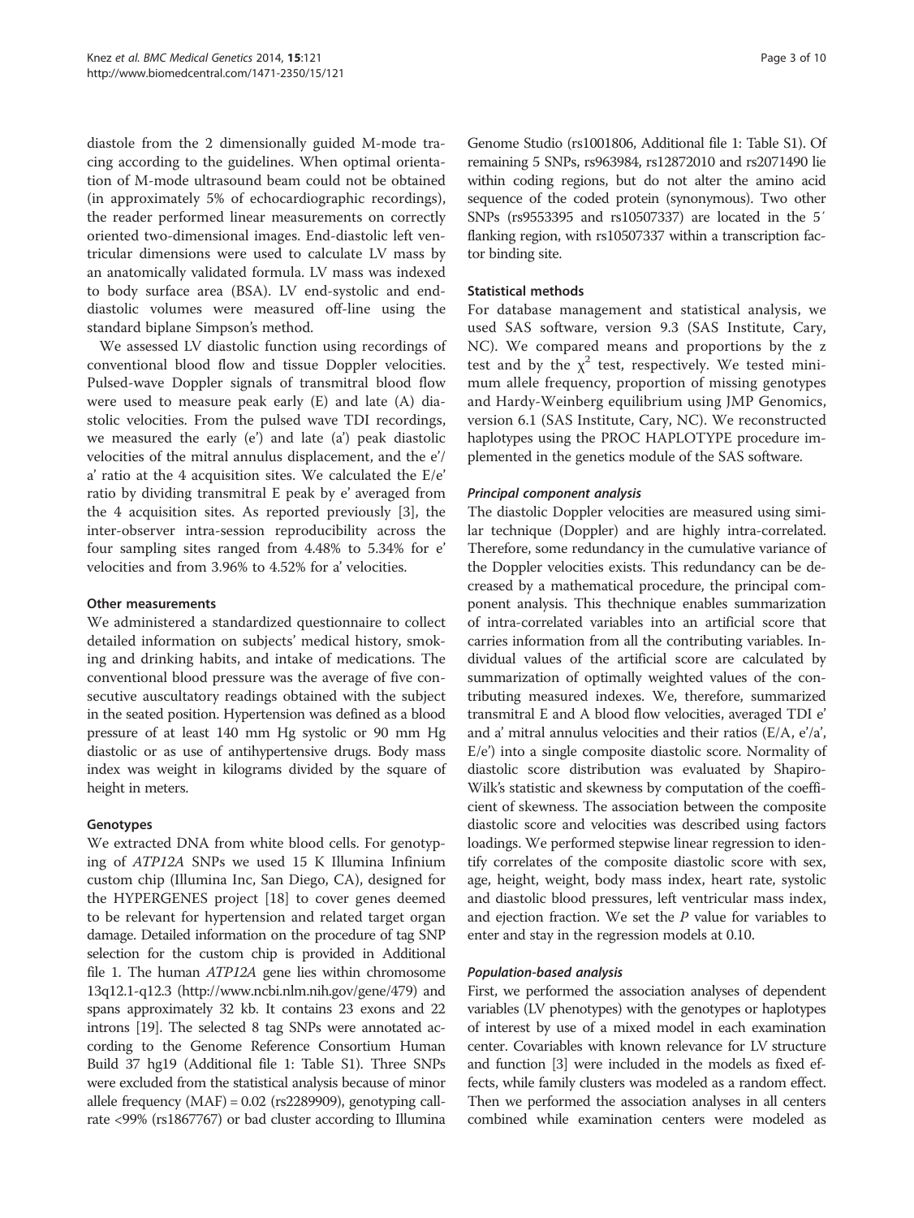diastole from the 2 dimensionally guided M-mode tracing according to the guidelines. When optimal orientation of M-mode ultrasound beam could not be obtained (in approximately 5% of echocardiographic recordings), the reader performed linear measurements on correctly oriented two-dimensional images. End-diastolic left ventricular dimensions were used to calculate LV mass by an anatomically validated formula. LV mass was indexed to body surface area (BSA). LV end-systolic and end-diastolic volumes were measured off-line using the standard biplane Simpson's method.

We assessed LV diastolic function using recordings of conventional blood flow and tissue Doppler velocities. Pulsed-wave Doppler signals of transmitral blood flow were used to measure peak early (E) and late (A) diastolic velocities. From the pulsed wave TDI recordings, we measured the early (e') and late (a') peak diastolic velocities of the mitral annulus displacement, and the e'/a' ratio at the 4 acquisition sites. We calculated the E/e' ratio by dividing transmitral E peak by e' averaged from the 4 acquisition sites. As reported previously [3], the inter-observer intra-session reproducibility across the four sampling sites ranged from 4.48% to 5.34% for e' velocities and from 3.96% to 4.52% for a' velocities.

#### Other measurements

We administered a standardized questionnaire to collect detailed information on subjects' medical history, smoking and drinking habits, and intake of medications. The conventional blood pressure was the average of five consecutive auscultatory readings obtained with the subject in the seated position. Hypertension was defined as a blood pressure of at least 140 mm Hg systolic or 90 mm Hg diastolic or as use of antihypertensive drugs. Body mass index was weight in kilograms divided by the square of height in meters.

#### Genotypes

We extracted DNA from white blood cells. For genotyping of *ATP12A* SNPs we used 15 K Illumina Infinium custom chip (Illumina Inc, San Diego, CA), designed for the HYPERGENES project [18] to cover genes deemed to be relevant for hypertension and related target organ damage. Detailed information on the procedure of tag SNP selection for the custom chip is provided in Additional file 1. The human *ATP12A* gene lies within chromosome 13q12.1-q12.3 (http://www.ncbi.nlm.nih.gov/gene/479) and spans approximately 32 kb. It contains 23 exons and 22 introns [19]. The selected 8 tag SNPs were annotated according to the Genome Reference Consortium Human Build 37 hg19 (Additional file 1: Table S1). Three SNPs were excluded from the statistical analysis because of minor allele frequency (MAF) = 0.02 (rs2289909), genotyping call-rate <99% (rs1867767) or bad cluster according to Illumina Genome Studio (rs1001806, Additional file 1: Table S1). Of remaining 5 SNPs, rs963984, rs12872010 and rs2071490 lie within coding regions, but do not alter the amino acid sequence of the coded protein (synonymous). Two other SNPs (rs9553395 and rs10507337) are located in the 5′ flanking region, with rs10507337 within a transcription factor binding site.

#### Statistical methods

For database management and statistical analysis, we used SAS software, version 9.3 (SAS Institute, Cary, NC). We compared means and proportions by the z test and by the $\chi^2$ test, respectively. We tested minimum allele frequency, proportion of missing genotypes and Hardy-Weinberg equilibrium using JMP Genomics, version 6.1 (SAS Institute, Cary, NC). We reconstructed haplotypes using the PROC HAPLOTYPE procedure implemented in the genetics module of the SAS software.

##### *Principal component analysis*

The diastolic Doppler velocities are measured using similar technique (Doppler) and are highly intra-correlated. Therefore, some redundancy in the cumulative variance of the Doppler velocities exists. This redundancy can be decreased by a mathematical procedure, the principal component analysis. This thechnique enables summarization of intra-correlated variables into an artificial score that carries information from all the contributing variables. Individual values of the artificial score are calculated by summarization of optimally weighted values of the contributing measured indexes. We, therefore, summarized transmitral E and A blood flow velocities, averaged TDI e' and a' mitral annulus velocities and their ratios (E/A, e'/a', E/e') into a single composite diastolic score. Normality of diastolic score distribution was evaluated by Shapiro-Wilk's statistic and skewness by computation of the coefficient of skewness. The association between the composite diastolic score and velocities was described using factors loadings. We performed stepwise linear regression to identify correlates of the composite diastolic score with sex, age, height, weight, body mass index, heart rate, systolic and diastolic blood pressures, left ventricular mass index, and ejection fraction. We set the *P* value for variables to enter and stay in the regression models at 0.10.

##### *Population-based analysis*

First, we performed the association analyses of dependent variables (LV phenotypes) with the genotypes or haplotypes of interest by use of a mixed model in each examination center. Covariables with known relevance for LV structure and function [3] were included in the models as fixed effects, while family clusters was modeled as a random effect. Then we performed the association analyses in all centers combined while examination centers were modeled as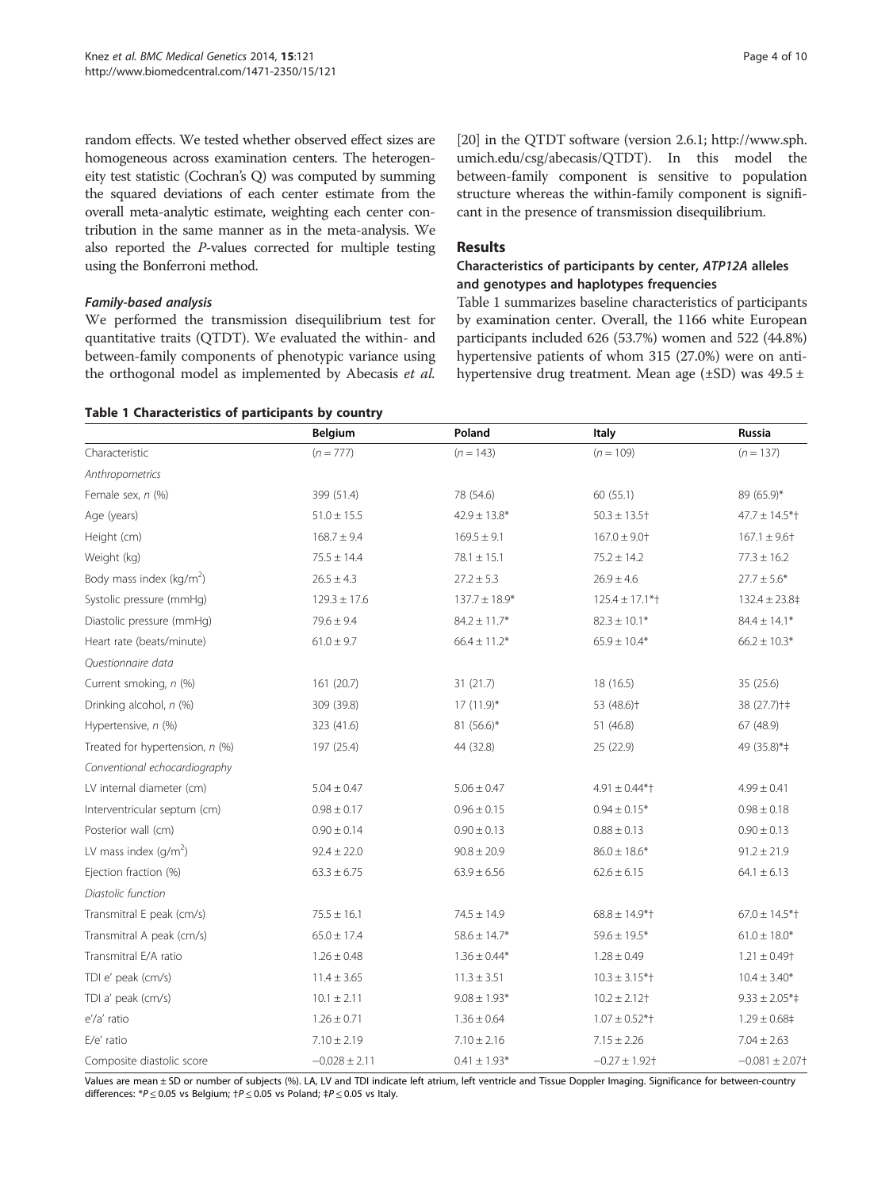random effects. We tested whether observed effect sizes are homogeneous across examination centers. The heterogeneity test statistic (Cochran's Q) was computed by summing the squared deviations of each center estimate from the overall meta-analytic estimate, weighting each center contribution in the same manner as in the meta-analysis. We also reported the *P*-values corrected for multiple testing using the Bonferroni method.

#### *Family-based analysis*

We performed the transmission disequilibrium test for quantitative traits (QTDT). We evaluated the within- and between-family components of phenotypic variance using the orthogonal model as implemented by Abecasis *et al.* [20] in the QTDT software (version 2.6.1; http://www.sph.umich.edu/csg/abecasis/QTDT). In this model the between-family component is sensitive to population structure whereas the within-family component is significant in the presence of transmission disequilibrium.

## Results

### Characteristics of participants by center, *ATP12A* alleles and genotypes and haplotypes frequencies

Table 1 summarizes baseline characteristics of participants by examination center. Overall, the 1166 white European participants included 626 (53.7%) women and 522 (44.8%) hypertensive patients of whom 315 (27.0%) were on antihypertensive drug treatment. Mean age (±SD) was 49.5 ±

**Table 1 Characteristics of participants by country**

| | Belgium | Poland | Italy | Russia |
|---|---|---|---|---|
| Characteristic | ($n$ = 777) | ($n$ = 143) | ($n$ = 109) | ($n$ = 137) |
| *Anthropometrics* | | | | |
| Female sex, *n* (%) | 399 (51.4) | 78 (54.6) | 60 (55.1) | 89 (65.9)* |
| Age (years) | 51.0 ± 15.5 | 42.9 ± 13.8* | 50.3 ± 13.5† | 47.7 ± 14.5*† |
| Height (cm) | 168.7 ± 9.4 | 169.5 ± 9.1 | 167.0 ± 9.0† | 167.1 ± 9.6† |
| Weight (kg) | 75.5 ± 14.4 | 78.1 ± 15.1 | 75.2 ± 14.2 | 77.3 ± 16.2 |
| Body mass index (kg/m$^2$) | 26.5 ± 4.3 | 27.2 ± 5.3 | 26.9 ± 4.6 | 27.7 ± 5.6* |
| Systolic pressure (mmHg) | 129.3 ± 17.6 | 137.7 ± 18.9* | 125.4 ± 17.1*† | 132.4 ± 23.8‡ |
| Diastolic pressure (mmHg) | 79.6 ± 9.4 | 84.2 ± 11.7* | 82.3 ± 10.1* | 84.4 ± 14.1* |
| Heart rate (beats/minute) | 61.0 ± 9.7 | 66.4 ± 11.2* | 65.9 ± 10.4* | 66.2 ± 10.3* |
| *Questionnaire data* | | | | |
| Current smoking, *n* (%) | 161 (20.7) | 31 (21.7) | 18 (16.5) | 35 (25.6) |
| Drinking alcohol, *n* (%) | 309 (39.8) | 17 (11.9)* | 53 (48.6)† | 38 (27.7)†‡ |
| Hypertensive, *n* (%) | 323 (41.6) | 81 (56.6)* | 51 (46.8) | 67 (48.9) |
| Treated for hypertension, *n* (%) | 197 (25.4) | 44 (32.8) | 25 (22.9) | 49 (35.8)*‡ |
| *Conventional echocardiography* | | | | |
| LV internal diameter (cm) | 5.04 ± 0.47 | 5.06 ± 0.47 | 4.91 ± 0.44*† | 4.99 ± 0.41 |
| Interventricular septum (cm) | 0.98 ± 0.17 | 0.96 ± 0.15 | 0.94 ± 0.15* | 0.98 ± 0.18 |
| Posterior wall (cm) | 0.90 ± 0.14 | 0.90 ± 0.13 | 0.88 ± 0.13 | 0.90 ± 0.13 |
| LV mass index (g/m$^2$) | 92.4 ± 22.0 | 90.8 ± 20.9 | 86.0 ± 18.6* | 91.2 ± 21.9 |
| Ejection fraction (%) | 63.3 ± 6.75 | 63.9 ± 6.56 | 62.6 ± 6.15 | 64.1 ± 6.13 |
| *Diastolic function* | | | | |
| Transmitral E peak (cm/s) | 75.5 ± 16.1 | 74.5 ± 14.9 | 68.8 ± 14.9*† | 67.0 ± 14.5*† |
| Transmitral A peak (cm/s) | 65.0 ± 17.4 | 58.6 ± 14.7* | 59.6 ± 19.5* | 61.0 ± 18.0* |
| Transmitral E/A ratio | 1.26 ± 0.48 | 1.36 ± 0.44* | 1.28 ± 0.49 | 1.21 ± 0.49† |
| TDI e' peak (cm/s) | 11.4 ± 3.65 | 11.3 ± 3.51 | 10.3 ± 3.15*† | 10.4 ± 3.40* |
| TDI a' peak (cm/s) | 10.1 ± 2.11 | 9.08 ± 1.93* | 10.2 ± 2.12† | 9.33 ± 2.05*‡ |
| e'/a' ratio | 1.26 ± 0.71 | 1.36 ± 0.64 | 1.07 ± 0.52*† | 1.29 ± 0.68‡ |
| E/e' ratio | 7.10 ± 2.19 | 7.10 ± 2.16 | 7.15 ± 2.26 | 7.04 ± 2.63 |
| Composite diastolic score | −0.028 ± 2.11 | 0.41 ± 1.93* | −0.27 ± 1.92† | −0.081 ± 2.07† |

Values are mean ± SD or number of subjects (%). LA, LV and TDI indicate left atrium, left ventricle and Tissue Doppler Imaging. Significance for between-country differences: *$P \leq 0.05$ vs Belgium; †$P \leq 0.05$ vs Poland; ‡$P \leq 0.05$ vs Italy.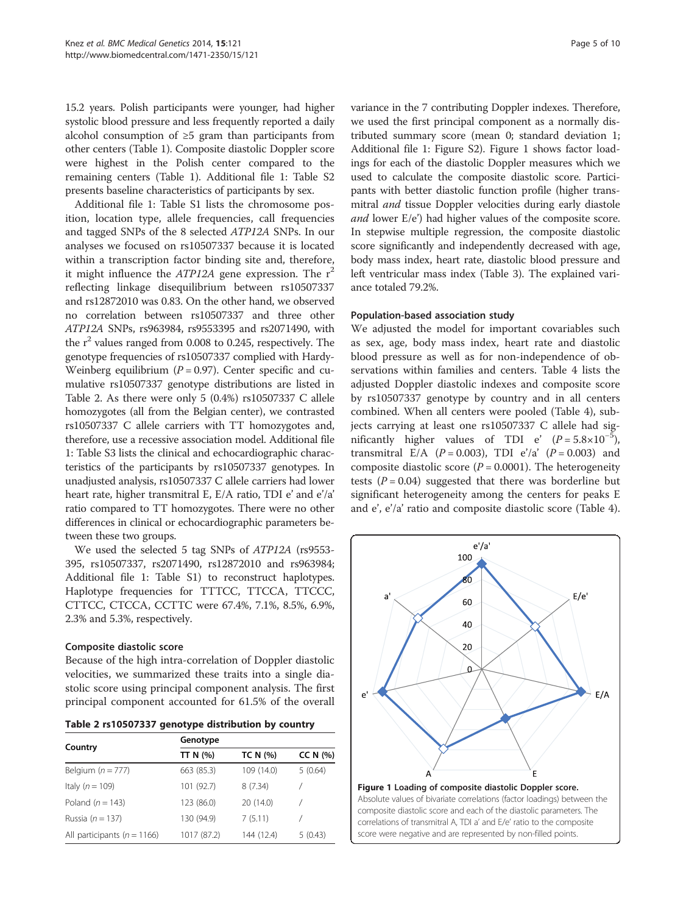15.2 years. Polish participants were younger, had higher systolic blood pressure and less frequently reported a daily alcohol consumption of ≥5 gram than participants from other centers (Table 1). Composite diastolic Doppler score were highest in the Polish center compared to the remaining centers (Table 1). Additional file 1: Table S2 presents baseline characteristics of participants by sex.

Additional file 1: Table S1 lists the chromosome position, location type, allele frequencies, call frequencies and tagged SNPs of the 8 selected *ATP12A* SNPs. In our analyses we focused on rs10507337 because it is located within a transcription factor binding site and, therefore, it might influence the *ATP12A* gene expression. The $r^2$ reflecting linkage disequilibrium between rs10507337 and rs12872010 was 0.83. On the other hand, we observed no correlation between rs10507337 and three other *ATP12A* SNPs, rs963984, rs9553395 and rs2071490, with the $r^2$ values ranged from 0.008 to 0.245, respectively. The genotype frequencies of rs10507337 complied with Hardy-Weinberg equilibrium ($P = 0.97$). Center specific and cumulative rs10507337 genotype distributions are listed in Table 2. As there were only 5 (0.4%) rs10507337 C allele homozygotes (all from the Belgian center), we contrasted rs10507337 C allele carriers with TT homozygotes and, therefore, use a recessive association model. Additional file 1: Table S3 lists the clinical and echocardiographic characteristics of the participants by rs10507337 genotypes. In unadjusted analysis, rs10507337 C allele carriers had lower heart rate, higher transmitral E, E/A ratio, TDI e' and e'/a' ratio compared to TT homozygotes. There were no other differences in clinical or echocardiographic parameters between these two groups.

We used the selected 5 tag SNPs of *ATP12A* (rs9553-395, rs10507337, rs2071490, rs12872010 and rs963984; Additional file 1: Table S1) to reconstruct haplotypes. Haplotype frequencies for TTTCC, TTCCA, TTCCC, CTTCC, CTCCA, CCTTC were 67.4%, 7.1%, 8.5%, 6.9%, 2.3% and 5.3%, respectively.

### Composite diastolic score

Because of the high intra-correlation of Doppler diastolic velocities, we summarized these traits into a single diastolic score using principal component analysis. The first principal component accounted for 61.5% of the overall variance in the 7 contributing Doppler indexes. Therefore, we used the first principal component as a normally distributed summary score (mean 0; standard deviation 1; Additional file 1: Figure S2). Figure 1 shows factor loadings for each of the diastolic Doppler measures which we used to calculate the composite diastolic score. Participants with better diastolic function profile (higher transmitral *and* tissue Doppler velocities during early diastole *and* lower E/e') had higher values of the composite score. In stepwise multiple regression, the composite diastolic score significantly and independently decreased with age, body mass index, heart rate, diastolic blood pressure and left ventricular mass index (Table 3). The explained variance totaled 79.2%.

**Table 2 rs10507337 genotype distribution by country**

| Country | Genotype | | |
|---|---|---|---|
| | TT N (%) | TC N (%) | CC N (%) |
| Belgium ($n = 777$) | 663 (85.3) | 109 (14.0) | 5 (0.64) |
| Italy ($n = 109$) | 101 (92.7) | 8 (7.34) | / |
| Poland ($n = 143$) | 123 (86.0) | 20 (14.0) | / |
| Russia ($n = 137$) | 130 (94.9) | 7 (5.11) | / |
| All participants ($n = 1166$) | 1017 (87.2) | 144 (12.4) | 5 (0.43) |

### Population-based association study

We adjusted the model for important covariables such as sex, age, body mass index, heart rate and diastolic blood pressure as well as for non-independence of observations within families and centers. Table 4 lists the adjusted Doppler diastolic indexes and composite score by rs10507337 genotype by country and in all centers combined. When all centers were pooled (Table 4), subjects carrying at least one rs10507337 C allele had significantly higher values of TDI e' ($P = 5.8 \times 10^{-5}$), transmitral E/A ($P = 0.003$), TDI e'/a' ($P = 0.003$) and composite diastolic score ($P = 0.0001$). The heterogeneity tests ($P = 0.04$) suggested that there was borderline but significant heterogeneity among the centers for peaks E and e', e'/a' ratio and composite diastolic score (Table 4).

**Figure 1 Loading of composite diastolic Doppler score.** Absolute values of bivariate correlations (factor loadings) between the composite diastolic score and each of the diastolic parameters. The correlations of transmitral A, TDI a' and E/e' ratio to the composite score were negative and are represented by non-filled points.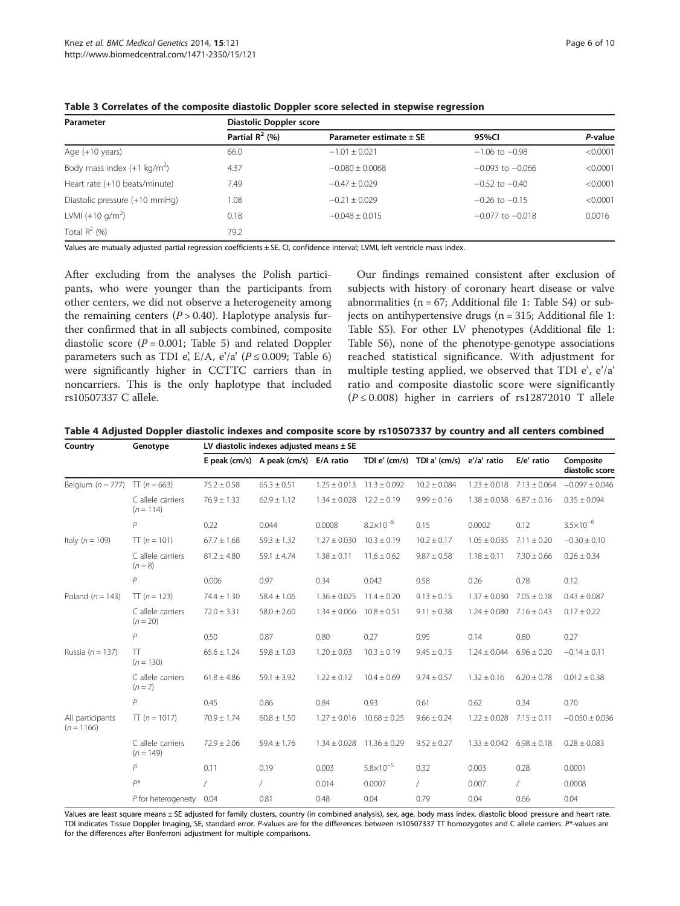**Table 3 Correlates of the composite diastolic Doppler score selected in stepwise regression**

| Parameter | Diastolic Doppler score | | | |
|---|---|---|---|---|
| | Partial $R^2$ (%) | Parameter estimate ± SE | 95%CI | *P*-value |
| Age (+10 years) | 66.0 | −1.01 ± 0.021 | −1.06 to −0.98 | <0.0001 |
| Body mass index (+1 kg/m$^2$) | 4.37 | −0.080 ± 0.0068 | −0.093 to −0.066 | <0.0001 |
| Heart rate (+10 beats/minute) | 7.49 | −0.47 ± 0.029 | −0.52 to −0.40 | <0.0001 |
| Diastolic pressure (+10 mmHg) | 1.08 | −0.21 ± 0.029 | −0.26 to −0.15 | <0.0001 |
| LVMI (+10 g/m$^2$) | 0.18 | −0.048 ± 0.015 | −0.077 to −0.018 | 0.0016 |
| Total $R^2$ (%) | 79.2 | | | |

Values are mutually adjusted partial regression coefficients ± SE. CI, confidence interval; LVMI, left ventricle mass index.

After excluding from the analyses the Polish participants, who were younger than the participants from other centers, we did not observe a heterogeneity among the remaining centers ($P > 0.40$). Haplotype analysis further confirmed that in all subjects combined, composite diastolic score ($P = 0.001$; Table 5) and related Doppler parameters such as TDI e', E/A, e'/a' ($P \leq 0.009$; Table 6) were significantly higher in CCTTC carriers than in noncarriers. This is the only haplotype that included rs10507337 C allele.

Our findings remained consistent after exclusion of subjects with history of coronary heart disease or valve abnormalities (n = 67; Additional file 1: Table S4) or subjects on antihypertensive drugs (n = 315; Additional file 1: Table S5). For other LV phenotypes (Additional file 1: Table S6), none of the phenotype-genotype associations reached statistical significance. With adjustment for multiple testing applied, we observed that TDI e', e'/a' ratio and composite diastolic score were significantly ($P \leq 0.008$) higher in carriers of rs12872010 T allele

**Table 4 Adjusted Doppler diastolic indexes and composite score by rs10507337 by country and all centers combined**

| Country | Genotype | LV diastolic indexes adjusted means ± SE | | | | | | | |
|---|---|---|---|---|---|---|---|---|---|
| | | E peak (cm/s) | A peak (cm/s) | E/A ratio | TDI e' (cm/s) | TDI a' (cm/s) | e'/a' ratio | E/e' ratio | Composite diastolic score |
| Belgium (*n* = 777) | TT (*n* = 663) | 75.2 ± 0.58 | 65.3 ± 0.51 | 1.25 ± 0.013 | 11.3 ± 0.092 | 10.2 ± 0.084 | 1.23 ± 0.018 | 7.13 ± 0.064 | −0.097 ± 0.046 |
| | C allele carriers (*n* = 114) | 76.9 ± 1.32 | 62.9 ± 1.12 | 1.34 ± 0.028 | 12.2 ± 0.19 | 9.99 ± 0.16 | 1.38 ± 0.038 | 6.87 ± 0.16 | 0.35 ± 0.094 |
| | *P* | 0.22 | 0.044 | 0.0008 | $8.2\times10^{-6}$ | 0.15 | 0.0002 | 0.12 | $3.5\times10^{-6}$ |
| Italy (*n* = 109) | TT (*n* = 101) | 67.7 ± 1.68 | 59.3 ± 1.32 | 1.27 ± 0.030 | 10.3 ± 0.19 | 10.2 ± 0.17 | 1.05 ± 0.035 | 7.11 ± 0.20 | −0.30 ± 0.10 |
| | C allele carriers (*n* = 8) | 81.2 ± 4.80 | 59.1 ± 4.74 | 1.38 ± 0.11 | 11.6 ± 0.62 | 9.87 ± 0.58 | 1.18 ± 0.11 | 7.30 ± 0.66 | 0.26 ± 0.34 |
| | *P* | 0.006 | 0.97 | 0.34 | 0.042 | 0.58 | 0.26 | 0.78 | 0.12 |
| Poland (*n* = 143) | TT (*n* = 123) | 74.4 ± 1.30 | 58.4 ± 1.06 | 1.36 ± 0.025 | 11.4 ± 0.20 | 9.13 ± 0.15 | 1.37 ± 0.030 | 7.05 ± 0.18 | 0.43 ± 0.087 |
| | C allele carriers (*n* = 20) | 72.0 ± 3.31 | 58.0 ± 2.60 | 1.34 ± 0.066 | 10.8 ± 0.51 | 9.11 ± 0.38 | 1.24 ± 0.080 | 7.16 ± 0.43 | 0.17 ± 0.22 |
| | *P* | 0.50 | 0.87 | 0.80 | 0.27 | 0.95 | 0.14 | 0.80 | 0.27 |
| Russia (*n* = 137) | TT (*n* = 130) | 65.6 ± 1.24 | 59.8 ± 1.03 | 1.20 ± 0.03 | 10.3 ± 0.19 | 9.45 ± 0.15 | 1.24 ± 0.044 | 6.96 ± 0.20 | −0.14 ± 0.11 |
| | C allele carriers (*n* = 7) | 61.8 ± 4.86 | 59.1 ± 3.92 | 1.22 ± 0.12 | 10.4 ± 0.69 | 9.74 ± 0.57 | 1.32 ± 0.16 | 6.20 ± 0.78 | 0.012 ± 0.38 |
| | *P* | 0.45 | 0.86 | 0.84 | 0.93 | 0.61 | 0.62 | 0.34 | 0.70 |
| All participants (*n* = 1166) | TT (*n* = 1017) | 70.9 ± 1.74 | 60.8 ± 1.50 | 1.27 ± 0.016 | 10.68 ± 0.25 | 9.66 ± 0.24 | 1.22 ± 0.028 | 7.15 ± 0.11 | −0.050 ± 0.036 |
| | C allele carriers (*n* = 149) | 72.9 ± 2.06 | 59.4 ± 1.76 | 1.34 ± 0.028 | 11.36 ± 0.29 | 9.52 ± 0.27 | 1.33 ± 0.042 | 6.98 ± 0.18 | 0.28 ± 0.083 |
| | *P* | 0.11 | 0.19 | 0.003 | $5.8\times10^{-5}$ | 0.32 | 0.003 | 0.28 | 0.0001 |
| | *P\** | / | / | 0.014 | 0.0007 | / | 0.007 | / | 0.0008 |
| | *P* for heterogeneity | 0.04 | 0.81 | 0.48 | 0.04 | 0.79 | 0.04 | 0.66 | 0.04 |

Values are least square means ± SE adjusted for family clusters, country (in combined analysis), sex, age, body mass index, diastolic blood pressure and heart rate. TDI indicates Tissue Doppler Imaging, SE, standard error. *P*-values are for the differences between rs10507337 TT homozygotes and C allele carriers. *P\**-values are for the differences after Bonferroni adjustment for multiple comparisons.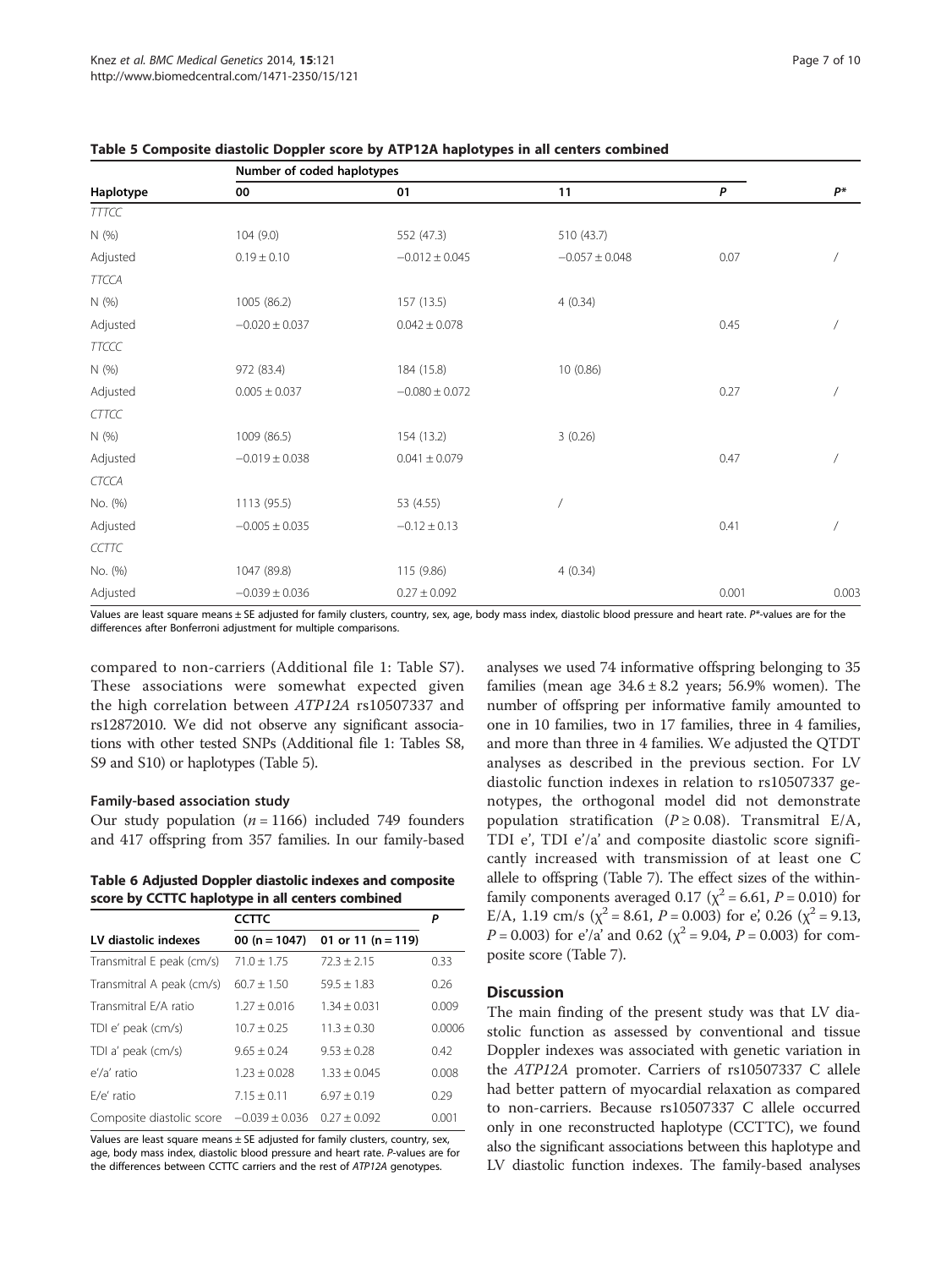**Table 5 Composite diastolic Doppler score by ATP12A haplotypes in all centers combined**

| Haplotype | Number of coded haplotypes | | | | |
|---|---|---|---|---|---|
| | 00 | 01 | 11 | *P* | *P** |
| *TTTCC* | | | | | |
| N (%) | 104 (9.0) | 552 (47.3) | 510 (43.7) | | |
| Adjusted | 0.19 ± 0.10 | −0.012 ± 0.045 | −0.057 ± 0.048 | 0.07 | / |
| *TTCCA* | | | | | |
| N (%) | 1005 (86.2) | 157 (13.5) | 4 (0.34) | | |
| Adjusted | −0.020 ± 0.037 | 0.042 ± 0.078 | | 0.45 | / |
| *TTCCC* | | | | | |
| N (%) | 972 (83.4) | 184 (15.8) | 10 (0.86) | | |
| Adjusted | 0.005 ± 0.037 | −0.080 ± 0.072 | | 0.27 | / |
| *CTTCC* | | | | | |
| N (%) | 1009 (86.5) | 154 (13.2) | 3 (0.26) | | |
| Adjusted | −0.019 ± 0.038 | 0.041 ± 0.079 | | 0.47 | / |
| *CTCCA* | | | | | |
| No. (%) | 1113 (95.5) | 53 (4.55) | / | | |
| Adjusted | −0.005 ± 0.035 | −0.12 ± 0.13 | | 0.41 | / |
| *CCTTC* | | | | | |
| No. (%) | 1047 (89.8) | 115 (9.86) | 4 (0.34) | | |
| Adjusted | −0.039 ± 0.036 | 0.27 ± 0.092 | | 0.001 | 0.003 |

Values are least square means ± SE adjusted for family clusters, country, sex, age, body mass index, diastolic blood pressure and heart rate. *P**-values are for the differences after Bonferroni adjustment for multiple comparisons.

compared to non-carriers (Additional file 1: Table S7). These associations were somewhat expected given the high correlation between *ATP12A* rs10507337 and rs12872010. We did not observe any significant associations with other tested SNPs (Additional file 1: Tables S8, S9 and S10) or haplotypes (Table 5).

#### Family-based association study

Our study population ($n = 1166$) included 749 founders and 417 offspring from 357 families. In our family-based analyses we used 74 informative offspring belonging to 35 families (mean age 34.6 ± 8.2 years; 56.9% women). The number of offspring per informative family amounted to one in 10 families, two in 17 families, three in 4 families, and more than three in 4 families. We adjusted the QTDT analyses as described in the previous section. For LV diastolic function indexes in relation to rs10507337 genotypes, the orthogonal model did not demonstrate population stratification ($P \geq 0.08$). Transmitral E/A, TDI e', TDI e'/a' and composite diastolic score significantly increased with transmission of at least one C allele to offspring (Table 7). The effect sizes of the within-family components averaged 0.17 ($\chi^2 = 6.61$, $P = 0.010$) for E/A, 1.19 cm/s ($\chi^2 = 8.61$, $P = 0.003$) for e', 0.26 ($\chi^2 = 9.13$, $P = 0.003$) for e'/a' and 0.62 ($\chi^2 = 9.04$, $P = 0.003$) for composite score (Table 7).

**Table 6 Adjusted Doppler diastolic indexes and composite score by CCTTC haplotype in all centers combined**

| LV diastolic indexes | CCTTC | | P |
|---|---|---|---|
| | 00 (n = 1047) | 01 or 11 (n = 119) | |
| Transmitral E peak (cm/s) | 71.0 ± 1.75 | 72.3 ± 2.15 | 0.33 |
| Transmitral A peak (cm/s) | 60.7 ± 1.50 | 59.5 ± 1.83 | 0.26 |
| Transmitral E/A ratio | 1.27 ± 0.016 | 1.34 ± 0.031 | 0.009 |
| TDI e' peak (cm/s) | 10.7 ± 0.25 | 11.3 ± 0.30 | 0.0006 |
| TDI a' peak (cm/s) | 9.65 ± 0.24 | 9.53 ± 0.28 | 0.42 |
| e'/a' ratio | 1.23 ± 0.028 | 1.33 ± 0.045 | 0.008 |
| E/e' ratio | 7.15 ± 0.11 | 6.97 ± 0.19 | 0.29 |
| Composite diastolic score | −0.039 ± 0.036 | 0.27 ± 0.092 | 0.001 |

Values are least square means ± SE adjusted for family clusters, country, sex, age, body mass index, diastolic blood pressure and heart rate. P-values are for the differences between CCTTC carriers and the rest of *ATP12A* genotypes.

## Discussion

The main finding of the present study was that LV diastolic function as assessed by conventional and tissue Doppler indexes was associated with genetic variation in the *ATP12A* promoter. Carriers of rs10507337 C allele had better pattern of myocardial relaxation as compared to non-carriers. Because rs10507337 C allele occurred only in one reconstructed haplotype (CCTTC), we found also the significant associations between this haplotype and LV diastolic function indexes. The family-based analyses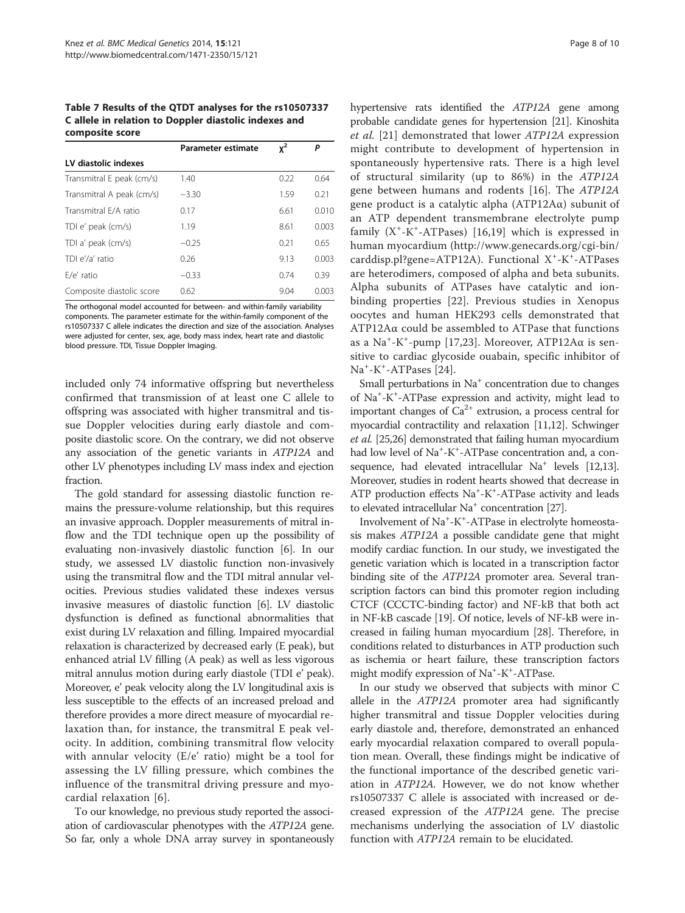**Table 7 Results of the QTDT analyses for the rs10507337 C allele in relation to Doppler diastolic indexes and composite score**

| | Parameter estimate | $\chi^2$ | P |
|---|---|---|---|
| **LV diastolic indexes** | | | |
| Transmitral E peak (cm/s) | 1.40 | 0.22 | 0.64 |
| Transmitral A peak (cm/s) | −3.30 | 1.59 | 0.21 |
| Transmitral E/A ratio | 0.17 | 6.61 | 0.010 |
| TDI e' peak (cm/s) | 1.19 | 8.61 | 0.003 |
| TDI a' peak (cm/s) | −0.25 | 0.21 | 0.65 |
| TDI e'/a' ratio | 0.26 | 9.13 | 0.003 |
| E/e' ratio | −0.33 | 0.74 | 0.39 |
| Composite diastolic score | 0.62 | 9.04 | 0.003 |

The orthogonal model accounted for between- and within-family variability components. The parameter estimate for the within-family component of the rs10507337 C allele indicates the direction and size of the association. Analyses were adjusted for center, sex, age, body mass index, heart rate and diastolic blood pressure. TDI, Tissue Doppler Imaging.

included only 74 informative offspring but nevertheless confirmed that transmission of at least one C allele to offspring was associated with higher transmitral and tissue Doppler velocities during early diastole and composite diastolic score. On the contrary, we did not observe any association of the genetic variants in *ATP12A* and other LV phenotypes including LV mass index and ejection fraction.

The gold standard for assessing diastolic function remains the pressure-volume relationship, but this requires an invasive approach. Doppler measurements of mitral inflow and the TDI technique open up the possibility of evaluating non-invasively diastolic function [6]. In our study, we assessed LV diastolic function non-invasively using the transmitral flow and the TDI mitral annular velocities. Previous studies validated these indexes versus invasive measures of diastolic function [6]. LV diastolic dysfunction is defined as functional abnormalities that exist during LV relaxation and filling. Impaired myocardial relaxation is characterized by decreased early (E peak), but enhanced atrial LV filling (A peak) as well as less vigorous mitral annulus motion during early diastole (TDI e' peak). Moreover, e' peak velocity along the LV longitudinal axis is less susceptible to the effects of an increased preload and therefore provides a more direct measure of myocardial relaxation than, for instance, the transmitral E peak velocity. In addition, combining transmitral flow velocity with annular velocity (E/e' ratio) might be a tool for assessing the LV filling pressure, which combines the influence of the transmitral driving pressure and myocardial relaxation [6].

To our knowledge, no previous study reported the association of cardiovascular phenotypes with the *ATP12A* gene. So far, only a whole DNA array survey in spontaneously hypertensive rats identified the *ATP12A* gene among probable candidate genes for hypertension [21]. Kinoshita *et al.* [21] demonstrated that lower *ATP12A* expression might contribute to development of hypertension in spontaneously hypertensive rats. There is a high level of structural similarity (up to 86%) in the *ATP12A* gene between humans and rodents [16]. The *ATP12A* gene product is a catalytic alpha (ATP12Aα) subunit of an ATP dependent transmembrane electrolyte pump family ($X^+$-$K^+$-ATPases) [16,19] which is expressed in human myocardium (http://www.genecards.org/cgi-bin/carddisp.pl?gene=ATP12A). Functional $X^+$-$K^+$-ATPases are heterodimers, composed of alpha and beta subunits. Alpha subunits of ATPases have catalytic and ion-binding properties [22]. Previous studies in Xenopus oocytes and human HEK293 cells demonstrated that ATP12Aα could be assembled to ATPase that functions as a $Na^+$-$K^+$-pump [17,23]. Moreover, ATP12Aα is sensitive to cardiac glycoside ouabain, specific inhibitor of $Na^+$-$K^+$-ATPases [24].

Small perturbations in $Na^+$ concentration due to changes of $Na^+$-$K^+$-ATPase expression and activity, might lead to important changes of $Ca^{2+}$ extrusion, a process central for myocardial contractility and relaxation [11,12]. Schwinger *et al.* [25,26] demonstrated that failing human myocardium had low level of $Na^+$-$K^+$-ATPase concentration and, a consequence, had elevated intracellular $Na^+$ levels [12,13]. Moreover, studies in rodent hearts showed that decrease in ATP production effects $Na^+$-$K^+$-ATPase activity and leads to elevated intracellular $Na^+$ concentration [27].

Involvement of $Na^+$-$K^+$-ATPase in electrolyte homeostasis makes *ATP12A* a possible candidate gene that might modify cardiac function. In our study, we investigated the genetic variation which is located in a transcription factor binding site of the *ATP12A* promoter area. Several transcription factors can bind this promoter region including CTCF (CCCTC-binding factor) and NF-kB that both act in NF-kB cascade [19]. Of notice, levels of NF-kB were increased in failing human myocardium [28]. Therefore, in conditions related to disturbances in ATP production such as ischemia or heart failure, these transcription factors might modify expression of $Na^+$-$K^+$-ATPase.

In our study we observed that subjects with minor C allele in the *ATP12A* promoter area had significantly higher transmitral and tissue Doppler velocities during early diastole and, therefore, demonstrated an enhanced early myocardial relaxation compared to overall population mean. Overall, these findings might be indicative of the functional importance of the described genetic variation in *ATP12A*. However, we do not know whether rs10507337 C allele is associated with increased or decreased expression of the *ATP12A* gene. The precise mechanisms underlying the association of LV diastolic function with *ATP12A* remain to be elucidated.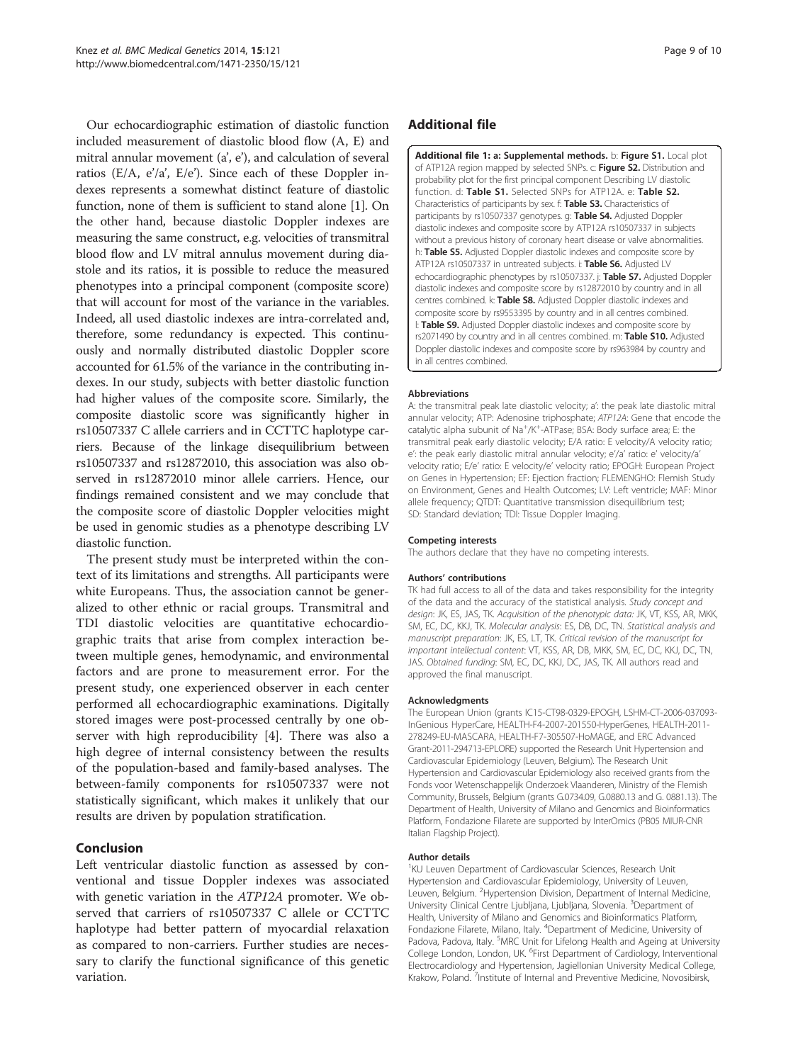Our echocardiographic estimation of diastolic function included measurement of diastolic blood flow (A, E) and mitral annular movement (a', e'), and calculation of several ratios (E/A, e'/a', E/e'). Since each of these Doppler indexes represents a somewhat distinct feature of diastolic function, none of them is sufficient to stand alone [1]. On the other hand, because diastolic Doppler indexes are measuring the same construct, e.g. velocities of transmitral blood flow and LV mitral annulus movement during diastole and its ratios, it is possible to reduce the measured phenotypes into a principal component (composite score) that will account for most of the variance in the variables. Indeed, all used diastolic indexes are intra-correlated and, therefore, some redundancy is expected. This continuously and normally distributed diastolic Doppler score accounted for 61.5% of the variance in the contributing indexes. In our study, subjects with better diastolic function had higher values of the composite score. Similarly, the composite diastolic score was significantly higher in rs10507337 C allele carriers and in CCTTC haplotype carriers. Because of the linkage disequilibrium between rs10507337 and rs12872010, this association was also observed in rs12872010 minor allele carriers. Hence, our findings remained consistent and we may conclude that the composite score of diastolic Doppler velocities might be used in genomic studies as a phenotype describing LV diastolic function.

The present study must be interpreted within the context of its limitations and strengths. All participants were white Europeans. Thus, the association cannot be generalized to other ethnic or racial groups. Transmitral and TDI diastolic velocities are quantitative echocardiographic traits that arise from complex interaction between multiple genes, hemodynamic, and environmental factors and are prone to measurement error. For the present study, one experienced observer in each center performed all echocardiographic examinations. Digitally stored images were post-processed centrally by one observer with high reproducibility [4]. There was also a high degree of internal consistency between the results of the population-based and family-based analyses. The between-family components for rs10507337 were not statistically significant, which makes it unlikely that our results are driven by population stratification.

## Conclusion

Left ventricular diastolic function as assessed by conventional and tissue Doppler indexes was associated with genetic variation in the *ATP12A* promoter. We observed that carriers of rs10507337 C allele or CCTTC haplotype had better pattern of myocardial relaxation as compared to non-carriers. Further studies are necessary to clarify the functional significance of this genetic variation.

## Additional file

**Additional file 1: a: Supplemental methods.** b: **Figure S1.** Local plot of ATP12A region mapped by selected SNPs. c: **Figure S2.** Distribution and probability plot for the first principal component Describing LV diastolic function. d: **Table S1.** Selected SNPs for ATP12A. e: **Table S2.** Characteristics of participants by sex. f: **Table S3.** Characteristics of participants by rs10507337 genotypes. g: **Table S4.** Adjusted Doppler diastolic indexes and composite score by ATP12A rs10507337 in subjects without a previous history of coronary heart disease or valve abnormalities. h: **Table S5.** Adjusted Doppler diastolic indexes and composite score by ATP12A rs10507337 in untreated subjects. i: **Table S6.** Adjusted LV echocardiographic phenotypes by rs10507337. j: **Table S7.** Adjusted Doppler diastolic indexes and composite score by rs12872010 by country and in all centres combined. k: **Table S8.** Adjusted Doppler diastolic indexes and composite score by rs9553395 by country and in all centres combined. l: **Table S9.** Adjusted Doppler diastolic indexes and composite score by rs2071490 by country and in all centres combined. m: **Table S10.** Adjusted Doppler diastolic indexes and composite score by rs963984 by country and in all centres combined.

#### Abbreviations

A: the transmitral peak late diastolic velocity; a': the peak late diastolic mitral annular velocity; ATP: Adenosine triphosphate; *ATP12A*: Gene that encode the catalytic alpha subunit of $Na^+/K^+$-ATPase; BSA: Body surface area; E: the transmitral peak early diastolic velocity; E/A ratio: E velocity/A velocity ratio; e': the peak early diastolic mitral annular velocity; e'/a' ratio: e' velocity/a' velocity ratio; E/e' ratio: E velocity/e' velocity ratio; EPOGH: European Project on Genes in Hypertension; EF: Ejection fraction; FLEMENGHO: Flemish Study on Environment, Genes and Health Outcomes; LV: Left ventricle; MAF: Minor allele frequency; QTDT: Quantitative transmission disequilibrium test; SD: Standard deviation; TDI: Tissue Doppler Imaging.

#### Competing interests

The authors declare that they have no competing interests.

#### Authors' contributions

TK had full access to all of the data and takes responsibility for the integrity of the data and the accuracy of the statistical analysis. *Study concept and design*: JK, ES, JAS, TK. *Acquisition of the phenotypic data*: JK, VT, KSS, AR, MKK, SM, EC, DC, KKJ, TK. *Molecular analysis*: ES, DB, DC, TN. *Statistical analysis and manuscript preparation*: JK, ES, LT, TK. *Critical revision of the manuscript for important intellectual content*: VT, KSS, AR, DB, MKK, SM, EC, DC, KKJ, DC, TN, JAS. *Obtained funding*: SM, EC, DC, KKJ, DC, JAS, TK. All authors read and approved the final manuscript.

#### Acknowledgments

The European Union (grants IC15-CT98-0329-EPOGH, LSHM-CT-2006-037093-InGenious HyperCare, HEALTH-F4-2007-201550-HyperGenes, HEALTH-2011-278249-EU-MASCARA, HEALTH-F7-305507-HoMAGE, and ERC Advanced Grant-2011-294713-EPLORE) supported the Research Unit Hypertension and Cardiovascular Epidemiology (Leuven, Belgium). The Research Unit Hypertension and Cardiovascular Epidemiology also received grants from the Fonds voor Wetenschappelijk Onderzoek Vlaanderen, Ministry of the Flemish Community, Brussels, Belgium (grants G.0734.09, G.0880.13 and G. 0881.13). The Department of Health, University of Milano and Genomics and Bioinformatics Platform, Fondazione Filarete are supported by InterOmics (PB05 MIUR-CNR Italian Flagship Project).

#### Author details

[1]KU Leuven Department of Cardiovascular Sciences, Research Unit Hypertension and Cardiovascular Epidemiology, University of Leuven, Leuven, Belgium. [2]Hypertension Division, Department of Internal Medicine, University Clinical Centre Ljubljana, Ljubljana, Slovenia. [3]Department of Health, University of Milano and Genomics and Bioinformatics Platform, Fondazione Filarete, Milano, Italy. [4]Department of Medicine, University of Padova, Padova, Italy. [5]MRC Unit for Lifelong Health and Ageing at University College London, London, UK. [6]First Department of Cardiology, Interventional Electrocardiology and Hypertension, Jagiellonian University Medical College, Krakow, Poland. [7]Institute of Internal and Preventive Medicine, Novosibirsk,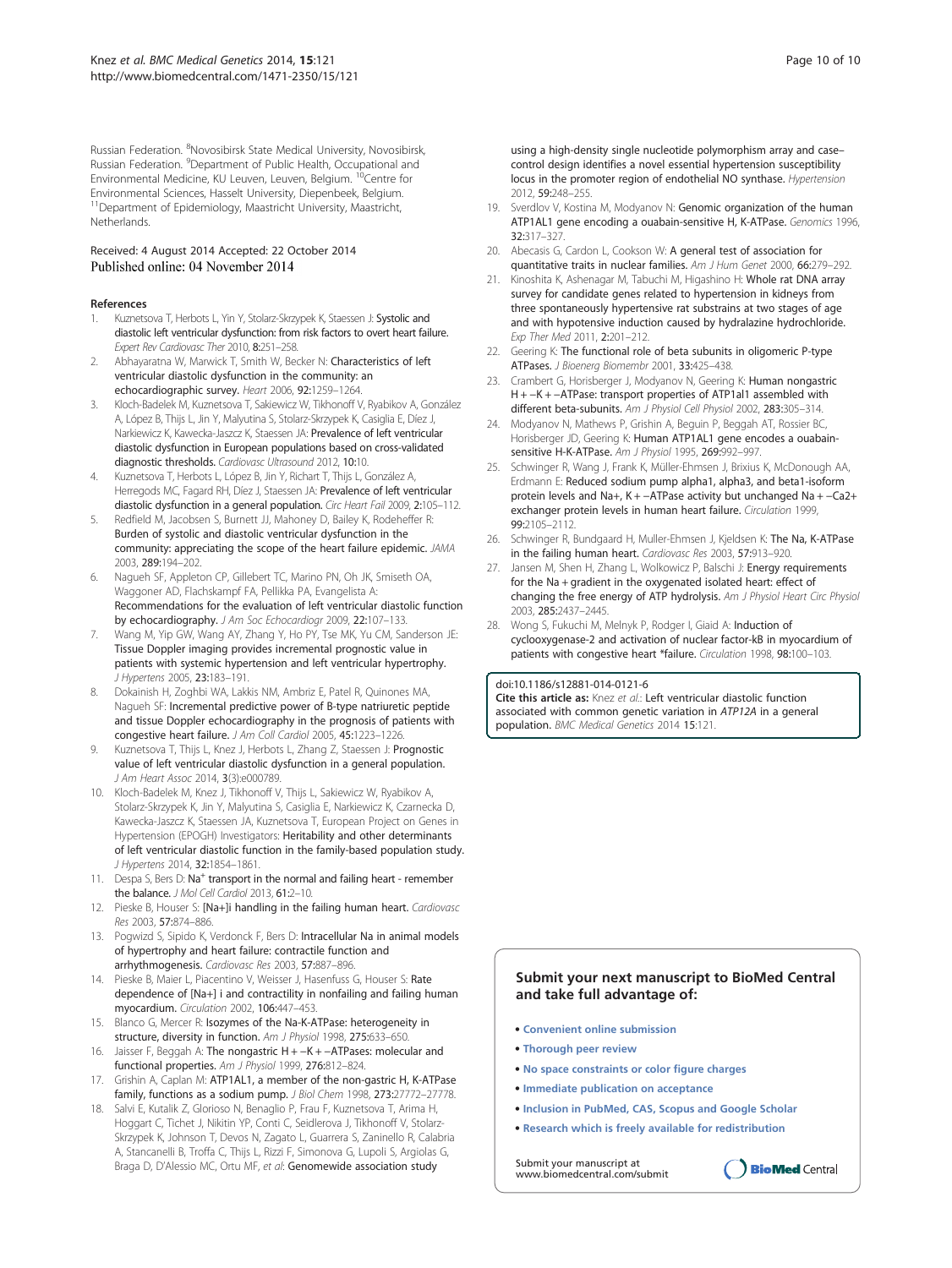Russian Federation. [8]Novosibirsk State Medical University, Novosibirsk, Russian Federation. [9]Department of Public Health, Occupational and Environmental Medicine, KU Leuven, Leuven, Belgium. [10]Centre for Environmental Sciences, Hasselt University, Diepenbeek, Belgium. [11]Department of Epidemiology, Maastricht University, Maastricht, Netherlands.

Received: 4 August 2014 Accepted: 22 October 2014
Published online: 04 November 2014

## References

1. Kuznetsova T, Herbots L, Yin Y, Stolarz-Skrzypek K, Staessen J: **Systolic and diastolic left ventricular dysfunction: from risk factors to overt heart failure.** *Expert Rev Cardiovasc Ther* 2010, **8:**251–258.
2. Abhayaratna W, Marwick T, Smith W, Becker N: **Characteristics of left ventricular diastolic dysfunction in the community: an echocardiographic survey.** *Heart* 2006, **92:**1259–1264.
3. Kloch-Badelek M, Kuznetsova T, Sakiewicz W, Tikhonoff V, Ryabikov A, González A, López B, Thijs L, Jin Y, Malyutina S, Stolarz-Skrzypek K, Casiglia E, Díez J, Narkiewicz K, Kawecka-Jaszcz K, Staessen JA: **Prevalence of left ventricular diastolic dysfunction in European populations based on cross-validated diagnostic thresholds.** *Cardiovasc Ultrasound* 2012, **10:**10.
4. Kuznetsova T, Herbots L, López B, Jin Y, Richart T, Thijs L, González A, Herregods MC, Fagard RH, Díez J, Staessen JA: **Prevalence of left ventricular diastolic dysfunction in a general population.** *Circ Heart Fail* 2009, **2:**105–112.
5. Redfield M, Jacobsen S, Burnett JJ, Mahoney D, Bailey K, Rodeheffer R: **Burden of systolic and diastolic ventricular dysfunction in the community: appreciating the scope of the heart failure epidemic.** *JAMA* 2003, **289:**194–202.
6. Nagueh SF, Appleton CP, Gillebert TC, Marino PN, Oh JK, Smiseth OA, Waggoner AD, Flachskampf FA, Pellikka PA, Evangelista A: **Recommendations for the evaluation of left ventricular diastolic function by echocardiography.** *J Am Soc Echocardiogr* 2009, **22:**107–133.
7. Wang M, Yip GW, Wang AY, Zhang Y, Ho PY, Tse MK, Yu CM, Sanderson JE: **Tissue Doppler imaging provides incremental prognostic value in patients with systemic hypertension and left ventricular hypertrophy.** *J Hypertens* 2005, **23:**183–191.
8. Dokainish H, Zoghbi WA, Lakkis NM, Ambriz E, Patel R, Quinones MA, Nagueh SF: **Incremental predictive power of B-type natriuretic peptide and tissue Doppler echocardiography in the prognosis of patients with congestive heart failure.** *J Am Coll Cardiol* 2005, **45:**1223–1226.
9. Kuznetsova T, Thijs L, Knez J, Herbots L, Zhang Z, Staessen J: **Prognostic value of left ventricular diastolic dysfunction in a general population.** *J Am Heart Assoc* 2014, **3**(3):e000789.
10. Kloch-Badelek M, Knez J, Tikhonoff V, Thijs L, Sakiewicz W, Ryabikov A, Stolarz-Skrzypek K, Jin Y, Malyutina S, Casiglia E, Narkiewicz K, Czarnecka D, Kawecka-Jaszcz K, Staessen JA, Kuznetsova T, European Project on Genes in Hypertension (EPOGH) Investigators: **Heritability and other determinants of left ventricular diastolic function in the family-based population study.** *J Hypertens* 2014, **32:**1854–1861.
11. Despa S, Bers D: **$Na^+$ transport in the normal and failing heart - remember the balance.** *J Mol Cell Cardiol* 2013, **61:**2–10.
12. Pieske B, Houser S: **[Na+]i handling in the failing human heart.** *Cardiovasc Res* 2003, **57:**874–886.
13. Pogwizd S, Sipido K, Verdonck F, Bers D: **Intracellular Na in animal models of hypertrophy and heart failure: contractile function and arrhythmogenesis.** *Cardiovasc Res* 2003, **57:**887–896.
14. Pieske B, Maier L, Piacentino V, Weisser J, Hasenfuss G, Houser S: **Rate dependence of [Na+] i and contractility in nonfailing and failing human myocardium.** *Circulation* 2002, **106:**447–453.
15. Blanco G, Mercer R: **Isozymes of the Na-K-ATPase: heterogeneity in structure, diversity in function.** *Am J Physiol* 1998, **275:**633–650.
16. Jaisser F, Beggah A: **The nongastric H + −K + −ATPases: molecular and functional properties.** *Am J Physiol* 1999, **276:**812–824.
17. Grishin A, Caplan M: **ATP1AL1, a member of the non-gastric H, K-ATPase family, functions as a sodium pump.** *J Biol Chem* 1998, **273:**27772–27778.
18. Salvi E, Kutalik Z, Glorioso N, Benaglio P, Frau F, Kuznetsova T, Arima H, Hoggart C, Tichet J, Nikitin YP, Conti C, Seidlerova J, Tikhonoff V, Stolarz-Skrzypek K, Johnson T, Devos N, Zagato L, Guarrera S, Zaninello R, Calabria A, Stancanelli B, Troffa C, Thijs L, Rizzi F, Simonova G, Lupoli S, Argiolas G, Braga D, D'Alessio MC, Ortu MF, *et al*: **Genomewide association study using a high-density single nucleotide polymorphism array and case–control design identifies a novel essential hypertension susceptibility locus in the promoter region of endothelial NO synthase.** *Hypertension* 2012, **59:**248–255.
19. Sverdlov V, Kostina M, Modyanov N: **Genomic organization of the human ATP1AL1 gene encoding a ouabain-sensitive H, K-ATPase.** *Genomics* 1996, **32:**317–327.
20. Abecasis G, Cardon L, Cookson W: **A general test of association for quantitative traits in nuclear families.** *Am J Hum Genet* 2000, **66:**279–292.
21. Kinoshita K, Ashenagar M, Tabuchi M, Higashino H: **Whole rat DNA array survey for candidate genes related to hypertension in kidneys from three spontaneously hypertensive rat substrains at two stages of age and with hypotensive induction caused by hydralazine hydrochloride.** *Exp Ther Med* 2011, **2:**201–212.
22. Geering K: **The functional role of beta subunits in oligomeric P-type ATPases.** *J Bioenerg Biomembr* 2001, **33:**425–438.
23. Crambert G, Horisberger J, Modyanov N, Geering K: **Human nongastric H + −K + −ATPase: transport properties of ATP1al1 assembled with different beta-subunits.** *Am J Physiol Cell Physiol* 2002, **283:**305–314.
24. Modyanov N, Mathews P, Grishin A, Beguin P, Beggah AT, Rossier BC, Horisberger JD, Geering K: **Human ATP1AL1 gene encodes a ouabain-sensitive H-K-ATPase.** *Am J Physiol* 1995, **269:**992–997.
25. Schwinger R, Wang J, Frank K, Müller-Ehmsen J, Brixius K, McDonough AA, Erdmann E: **Reduced sodium pump alpha1, alpha3, and beta1-isoform protein levels and Na+, K + −ATPase activity but unchanged Na + −Ca2+ exchanger protein levels in human heart failure.** *Circulation* 1999, **99:**2105–2112.
26. Schwinger R, Bundgaard H, Muller-Ehmsen J, Kjeldsen K: **The Na, K-ATPase in the failing human heart.** *Cardiovasc Res* 2003, **57:**913–920.
27. Jansen M, Shen H, Zhang L, Wolkowicz P, Balschi J: **Energy requirements for the Na + gradient in the oxygenated isolated heart: effect of changing the free energy of ATP hydrolysis.** *Am J Physiol Heart Circ Physiol* 2003, **285:**2437–2445.
28. Wong S, Fukuchi M, Melnyk P, Rodger I, Giaid A: **Induction of cyclooxygenase-2 and activation of nuclear factor-kB in myocardium of patients with congestive heart *failure.** *Circulation* 1998, **98:**100–103.

doi:10.1186/s12881-014-0121-6
**Cite this article as:** Knez *et al.*: Left ventricular diastolic function associated with common genetic variation in *ATP12A* in a general population. *BMC Medical Genetics* 2014 **15**:121.